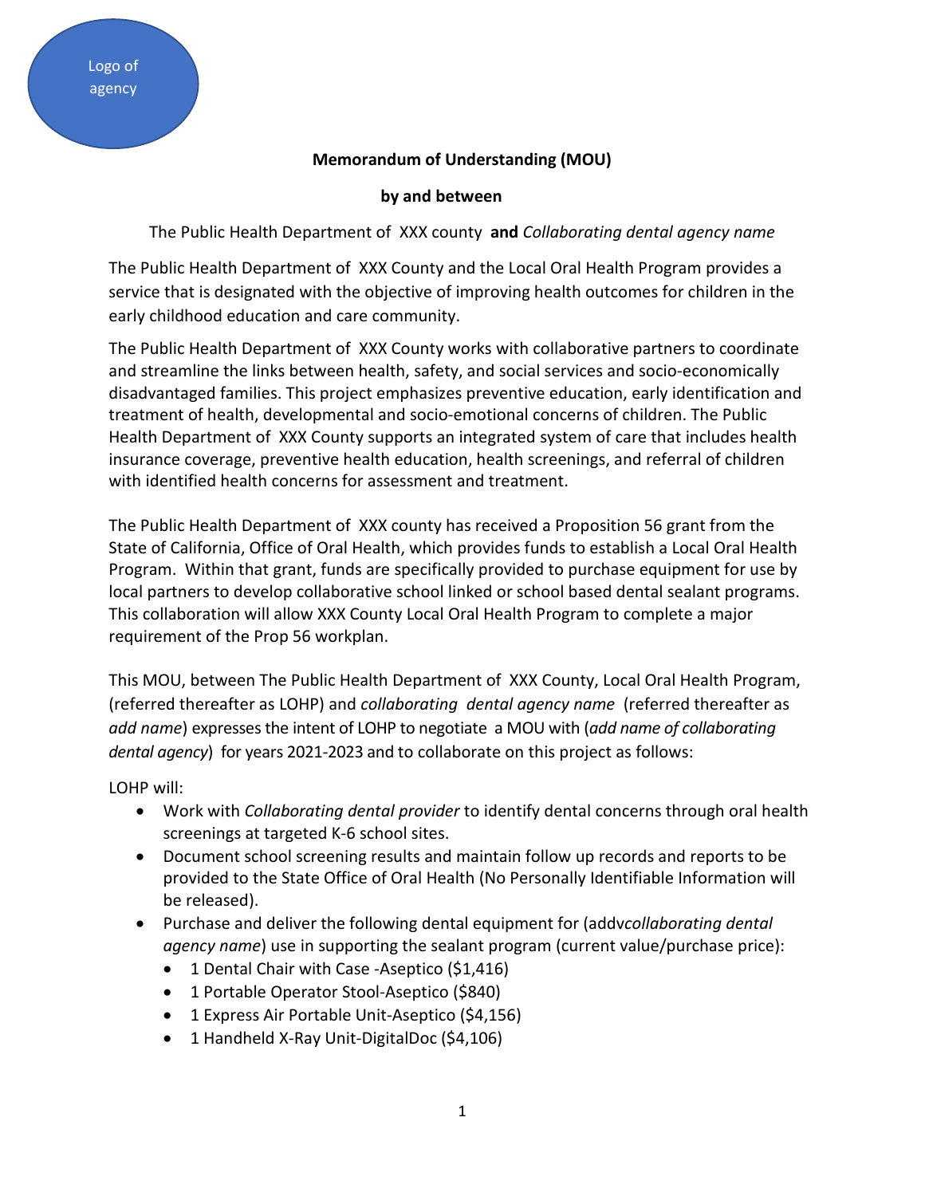Logo of agency

**Memorandum of Understanding (MOU)**

**by and between**

The Public Health Department of XXX county **and** *Collaborating dental agency name*

The Public Health Department of XXX County and the Local Oral Health Program provides a service that is designated with the objective of improving health outcomes for children in the early childhood education and care community.

The Public Health Department of XXX County works with collaborative partners to coordinate and streamline the links between health, safety, and social services and socio-economically disadvantaged families. This project emphasizes preventive education, early identification and treatment of health, developmental and socio-emotional concerns of children. The Public Health Department of XXX County supports an integrated system of care that includes health insurance coverage, preventive health education, health screenings, and referral of children with identified health concerns for assessment and treatment.

The Public Health Department of XXX county has received a Proposition 56 grant from the State of California, Office of Oral Health, which provides funds to establish a Local Oral Health Program. Within that grant, funds are specifically provided to purchase equipment for use by local partners to develop collaborative school linked or school based dental sealant programs. This collaboration will allow XXX County Local Oral Health Program to complete a major requirement of the Prop 56 workplan.

This MOU, between The Public Health Department of XXX County, Local Oral Health Program, (referred thereafter as LOHP) and *collaborating dental agency name* (referred thereafter as *add name*) expresses the intent of LOHP to negotiate a MOU with (*add name of collaborating dental agency*) for years 2021-2023 and to collaborate on this project as follows:

LOHP will:

- Work with *Collaborating dental provider* to identify dental concerns through oral health screenings at targeted K-6 school sites.
- Document school screening results and maintain follow up records and reports to be provided to the State Office of Oral Health (No Personally Identifiable Information will be released).
- Purchase and deliver the following dental equipment for (addv*collaborating dental agency name*) use in supporting the sealant program (current value/purchase price):
  - 1 Dental Chair with Case -Aseptico ($1,416)
  - 1 Portable Operator Stool-Aseptico ($840)
  - 1 Express Air Portable Unit-Aseptico ($4,156)
  - 1 Handheld X-Ray Unit-DigitalDoc ($4,106)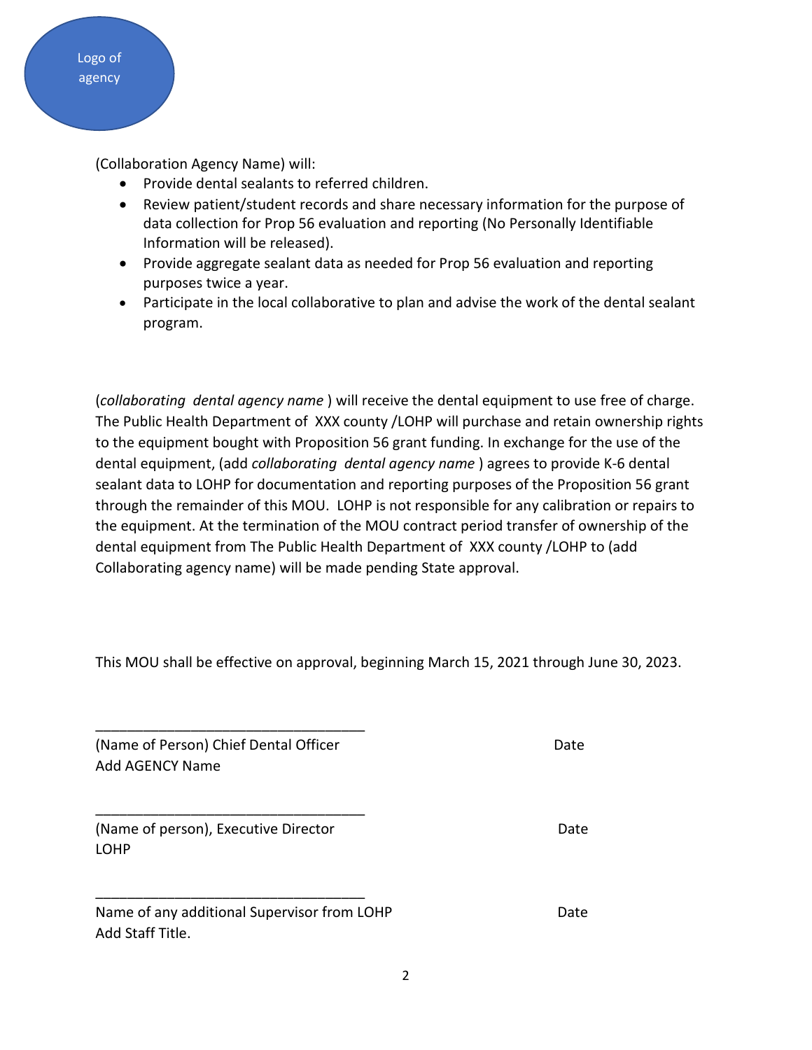Logo of agency

(Collaboration Agency Name) will:

- Provide dental sealants to referred children.
- Review patient/student records and share necessary information for the purpose of data collection for Prop 56 evaluation and reporting (No Personally Identifiable Information will be released).
- Provide aggregate sealant data as needed for Prop 56 evaluation and reporting purposes twice a year.
- Participate in the local collaborative to plan and advise the work of the dental sealant program.

(*collaborating dental agency name* ) will receive the dental equipment to use free of charge. The Public Health Department of XXX county /LOHP will purchase and retain ownership rights to the equipment bought with Proposition 56 grant funding. In exchange for the use of the dental equipment, (add *collaborating dental agency name* ) agrees to provide K-6 dental sealant data to LOHP for documentation and reporting purposes of the Proposition 56 grant through the remainder of this MOU. LOHP is not responsible for any calibration or repairs to the equipment. At the termination of the MOU contract period transfer of ownership of the dental equipment from The Public Health Department of XXX county /LOHP to (add Collaborating agency name) will be made pending State approval.

This MOU shall be effective on approval, beginning March 15, 2021 through June 30, 2023.

___________________________________

(Name of Person) Chief Dental Officer Date
Add AGENCY Name

___________________________________

(Name of person), Executive Director Date
LOHP

___________________________________

Name of any additional Supervisor from LOHP Date
Add Staff Title.